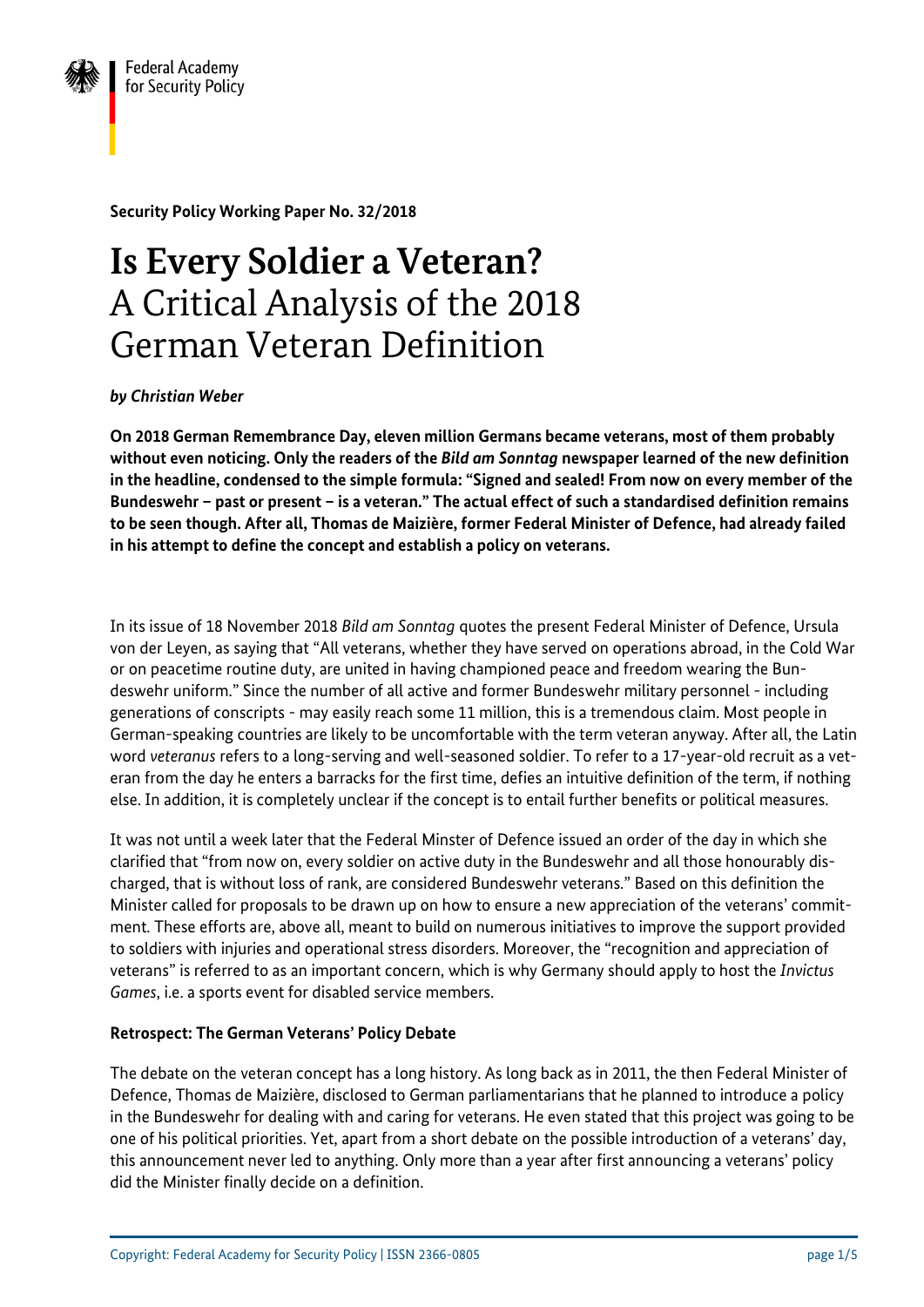Federal Academy for Security Policy

**Security Policy Working Paper No. 32/2018**

# Is Every Soldier a Veteran?
## A Critical Analysis of the 2018 German Veteran Definition

***by Christian Weber***

**On 2018 German Remembrance Day, eleven million Germans became veterans, most of them probably without even noticing. Only the readers of the *Bild am Sonntag* newspaper learned of the new definition in the headline, condensed to the simple formula: "Signed and sealed! From now on every member of the Bundeswehr – past or present – is a veteran." The actual effect of such a standardised definition remains to be seen though. After all, Thomas de Maizière, former Federal Minister of Defence, had already failed in his attempt to define the concept and establish a policy on veterans.**

In its issue of 18 November 2018 *Bild am Sonntag* quotes the present Federal Minister of Defence, Ursula von der Leyen, as saying that "All veterans, whether they have served on operations abroad, in the Cold War or on peacetime routine duty, are united in having championed peace and freedom wearing the Bundeswehr uniform." Since the number of all active and former Bundeswehr military personnel - including generations of conscripts - may easily reach some 11 million, this is a tremendous claim. Most people in German-speaking countries are likely to be uncomfortable with the term veteran anyway. After all, the Latin word *veteranus* refers to a long-serving and well-seasoned soldier. To refer to a 17-year-old recruit as a veteran from the day he enters a barracks for the first time, defies an intuitive definition of the term, if nothing else. In addition, it is completely unclear if the concept is to entail further benefits or political measures.

It was not until a week later that the Federal Minster of Defence issued an order of the day in which she clarified that "from now on, every soldier on active duty in the Bundeswehr and all those honourably discharged, that is without loss of rank, are considered Bundeswehr veterans." Based on this definition the Minister called for proposals to be drawn up on how to ensure a new appreciation of the veterans' commitment. These efforts are, above all, meant to build on numerous initiatives to improve the support provided to soldiers with injuries and operational stress disorders. Moreover, the "recognition and appreciation of veterans" is referred to as an important concern, which is why Germany should apply to host the *Invictus Games*, i.e. a sports event for disabled service members.

**Retrospect: The German Veterans' Policy Debate**

The debate on the veteran concept has a long history. As long back as in 2011, the then Federal Minister of Defence, Thomas de Maizière, disclosed to German parliamentarians that he planned to introduce a policy in the Bundeswehr for dealing with and caring for veterans. He even stated that this project was going to be one of his political priorities. Yet, apart from a short debate on the possible introduction of a veterans' day, this announcement never led to anything. Only more than a year after first announcing a veterans' policy did the Minister finally decide on a definition.

Copyright: Federal Academy for Security Policy | ISSN 2366-0805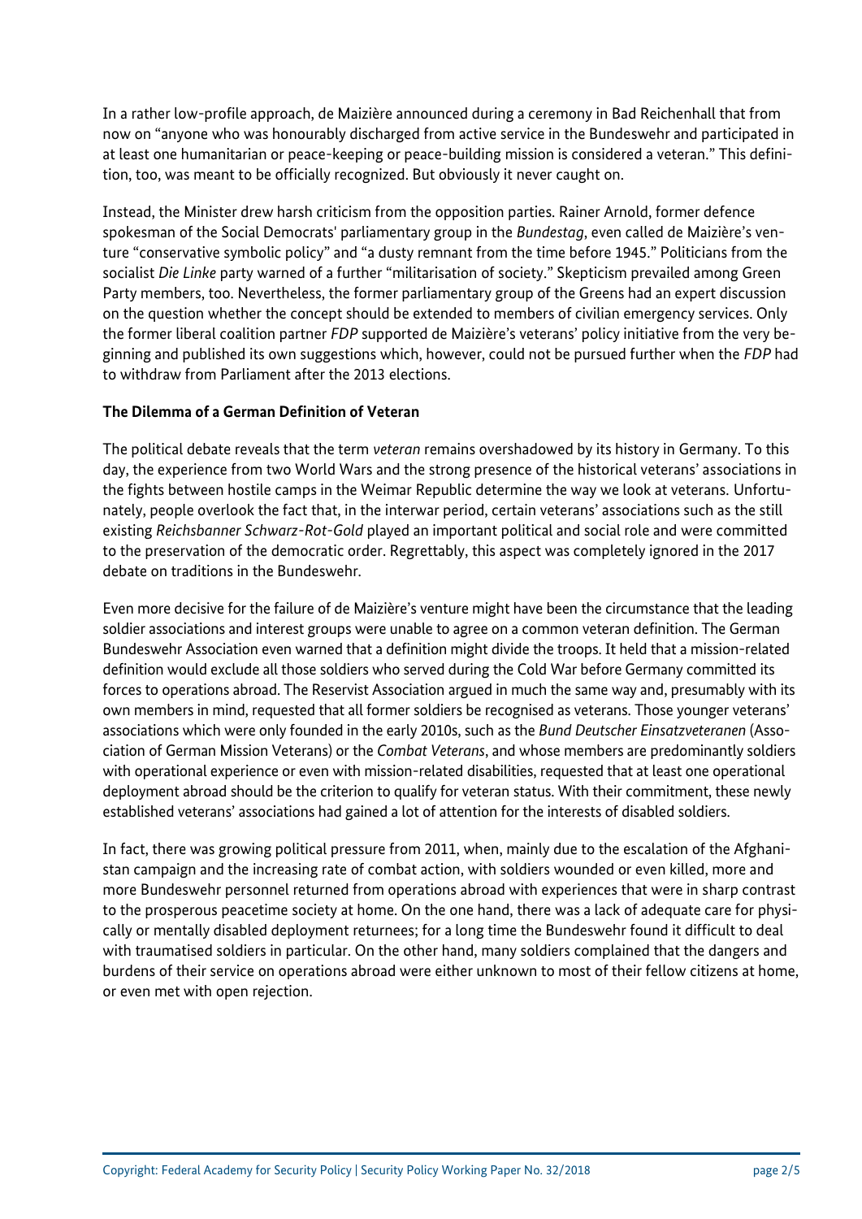In a rather low-profile approach, de Maizière announced during a ceremony in Bad Reichenhall that from now on "anyone who was honourably discharged from active service in the Bundeswehr and participated in at least one humanitarian or peace-keeping or peace-building mission is considered a veteran." This definition, too, was meant to be officially recognized. But obviously it never caught on.

Instead, the Minister drew harsh criticism from the opposition parties. Rainer Arnold, former defence spokesman of the Social Democrats' parliamentary group in the *Bundestag*, even called de Maizière's venture "conservative symbolic policy" and "a dusty remnant from the time before 1945." Politicians from the socialist *Die Linke* party warned of a further "militarisation of society." Skepticism prevailed among Green Party members, too. Nevertheless, the former parliamentary group of the Greens had an expert discussion on the question whether the concept should be extended to members of civilian emergency services. Only the former liberal coalition partner *FDP* supported de Maizière's veterans' policy initiative from the very beginning and published its own suggestions which, however, could not be pursued further when the *FDP* had to withdraw from Parliament after the 2013 elections.

**The Dilemma of a German Definition of Veteran**

The political debate reveals that the term *veteran* remains overshadowed by its history in Germany. To this day, the experience from two World Wars and the strong presence of the historical veterans' associations in the fights between hostile camps in the Weimar Republic determine the way we look at veterans. Unfortunately, people overlook the fact that, in the interwar period, certain veterans' associations such as the still existing *Reichsbanner Schwarz-Rot-Gold* played an important political and social role and were committed to the preservation of the democratic order. Regrettably, this aspect was completely ignored in the 2017 debate on traditions in the Bundeswehr.

Even more decisive for the failure of de Maizière's venture might have been the circumstance that the leading soldier associations and interest groups were unable to agree on a common veteran definition. The German Bundeswehr Association even warned that a definition might divide the troops. It held that a mission-related definition would exclude all those soldiers who served during the Cold War before Germany committed its forces to operations abroad. The Reservist Association argued in much the same way and, presumably with its own members in mind, requested that all former soldiers be recognised as veterans. Those younger veterans' associations which were only founded in the early 2010s, such as the *Bund Deutscher Einsatzveteranen* (Association of German Mission Veterans) or the *Combat Veterans*, and whose members are predominantly soldiers with operational experience or even with mission-related disabilities, requested that at least one operational deployment abroad should be the criterion to qualify for veteran status. With their commitment, these newly established veterans' associations had gained a lot of attention for the interests of disabled soldiers.

In fact, there was growing political pressure from 2011, when, mainly due to the escalation of the Afghanistan campaign and the increasing rate of combat action, with soldiers wounded or even killed, more and more Bundeswehr personnel returned from operations abroad with experiences that were in sharp contrast to the prosperous peacetime society at home. On the one hand, there was a lack of adequate care for physically or mentally disabled deployment returnees; for a long time the Bundeswehr found it difficult to deal with traumatised soldiers in particular. On the other hand, many soldiers complained that the dangers and burdens of their service on operations abroad were either unknown to most of their fellow citizens at home, or even met with open rejection.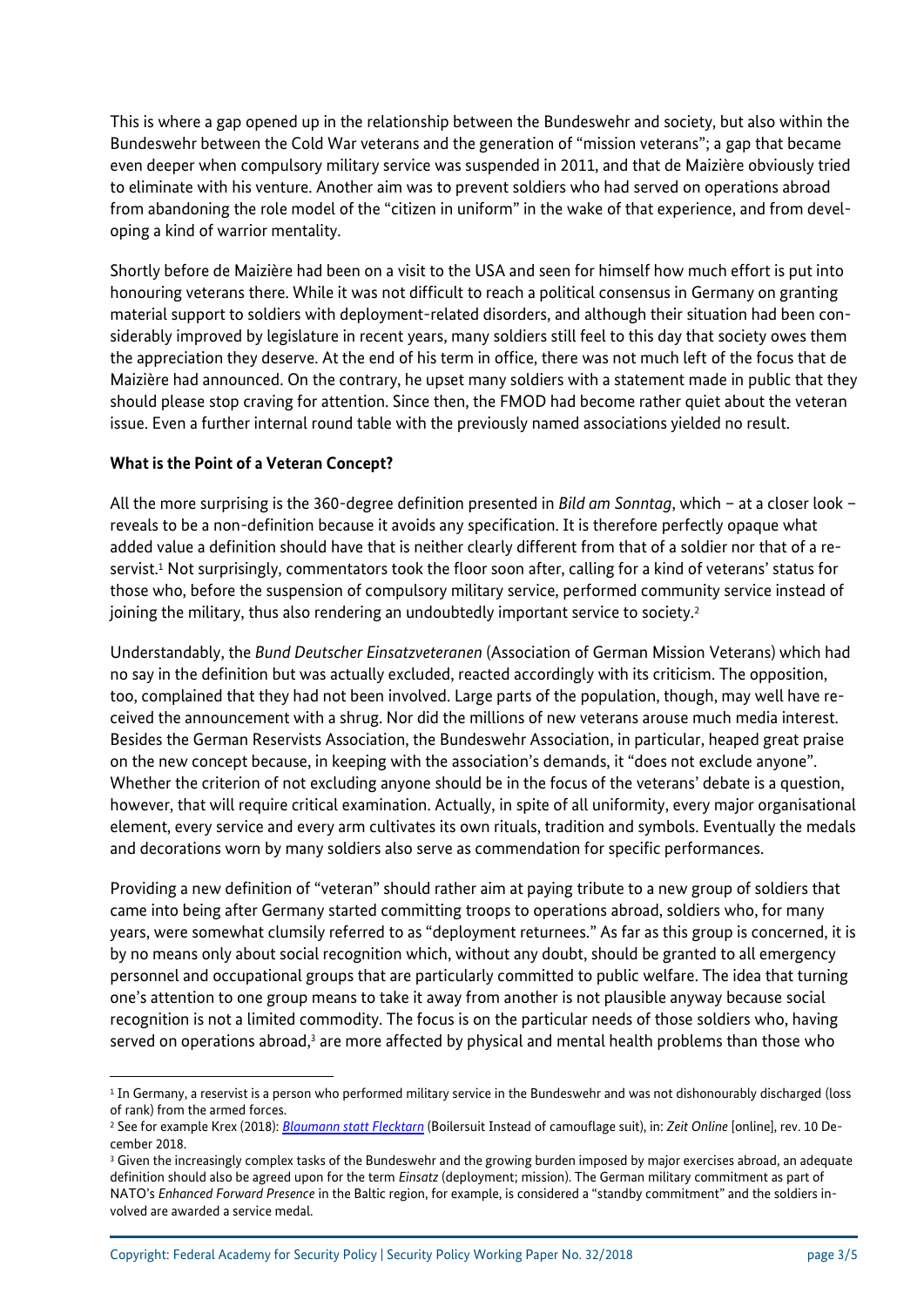This is where a gap opened up in the relationship between the Bundeswehr and society, but also within the Bundeswehr between the Cold War veterans and the generation of "mission veterans"; a gap that became even deeper when compulsory military service was suspended in 2011, and that de Maizière obviously tried to eliminate with his venture. Another aim was to prevent soldiers who had served on operations abroad from abandoning the role model of the "citizen in uniform" in the wake of that experience, and from developing a kind of warrior mentality.

Shortly before de Maizière had been on a visit to the USA and seen for himself how much effort is put into honouring veterans there. While it was not difficult to reach a political consensus in Germany on granting material support to soldiers with deployment-related disorders, and although their situation had been considerably improved by legislature in recent years, many soldiers still feel to this day that society owes them the appreciation they deserve. At the end of his term in office, there was not much left of the focus that de Maizière had announced. On the contrary, he upset many soldiers with a statement made in public that they should please stop craving for attention. Since then, the FMOD had become rather quiet about the veteran issue. Even a further internal round table with the previously named associations yielded no result.

**What is the Point of a Veteran Concept?**

All the more surprising is the 360-degree definition presented in *Bild am Sonntag*, which – at a closer look – reveals to be a non-definition because it avoids any specification. It is therefore perfectly opaque what added value a definition should have that is neither clearly different from that of a soldier nor that of a reservist.[1] Not surprisingly, commentators took the floor soon after, calling for a kind of veterans' status for those who, before the suspension of compulsory military service, performed community service instead of joining the military, thus also rendering an undoubtedly important service to society.[2]

Understandably, the *Bund Deutscher Einsatzveteranen* (Association of German Mission Veterans) which had no say in the definition but was actually excluded, reacted accordingly with its criticism. The opposition, too, complained that they had not been involved. Large parts of the population, though, may well have received the announcement with a shrug. Nor did the millions of new veterans arouse much media interest. Besides the German Reservists Association, the Bundeswehr Association, in particular, heaped great praise on the new concept because, in keeping with the association's demands, it "does not exclude anyone". Whether the criterion of not excluding anyone should be in the focus of the veterans' debate is a question, however, that will require critical examination. Actually, in spite of all uniformity, every major organisational element, every service and every arm cultivates its own rituals, tradition and symbols. Eventually the medals and decorations worn by many soldiers also serve as commendation for specific performances.

Providing a new definition of "veteran" should rather aim at paying tribute to a new group of soldiers that came into being after Germany started committing troops to operations abroad, soldiers who, for many years, were somewhat clumsily referred to as "deployment returnees." As far as this group is concerned, it is by no means only about social recognition which, without any doubt, should be granted to all emergency personnel and occupational groups that are particularly committed to public welfare. The idea that turning one's attention to one group means to take it away from another is not plausible anyway because social recognition is not a limited commodity. The focus is on the particular needs of those soldiers who, having served on operations abroad,[3] are more affected by physical and mental health problems than those who

---

[1] In Germany, a reservist is a person who performed military service in the Bundeswehr and was not dishonourably discharged (loss of rank) from the armed forces.

[2] See for example Krex (2018): [Blaumann statt Flecktarn](#) (Boilersuit Instead of camouflage suit), in: *Zeit Online* [online], rev. 10 December 2018.

[3] Given the increasingly complex tasks of the Bundeswehr and the growing burden imposed by major exercises abroad, an adequate definition should also be agreed upon for the term *Einsatz* (deployment; mission). The German military commitment as part of NATO's *Enhanced Forward Presence* in the Baltic region, for example, is considered a "standby commitment" and the soldiers involved are awarded a service medal.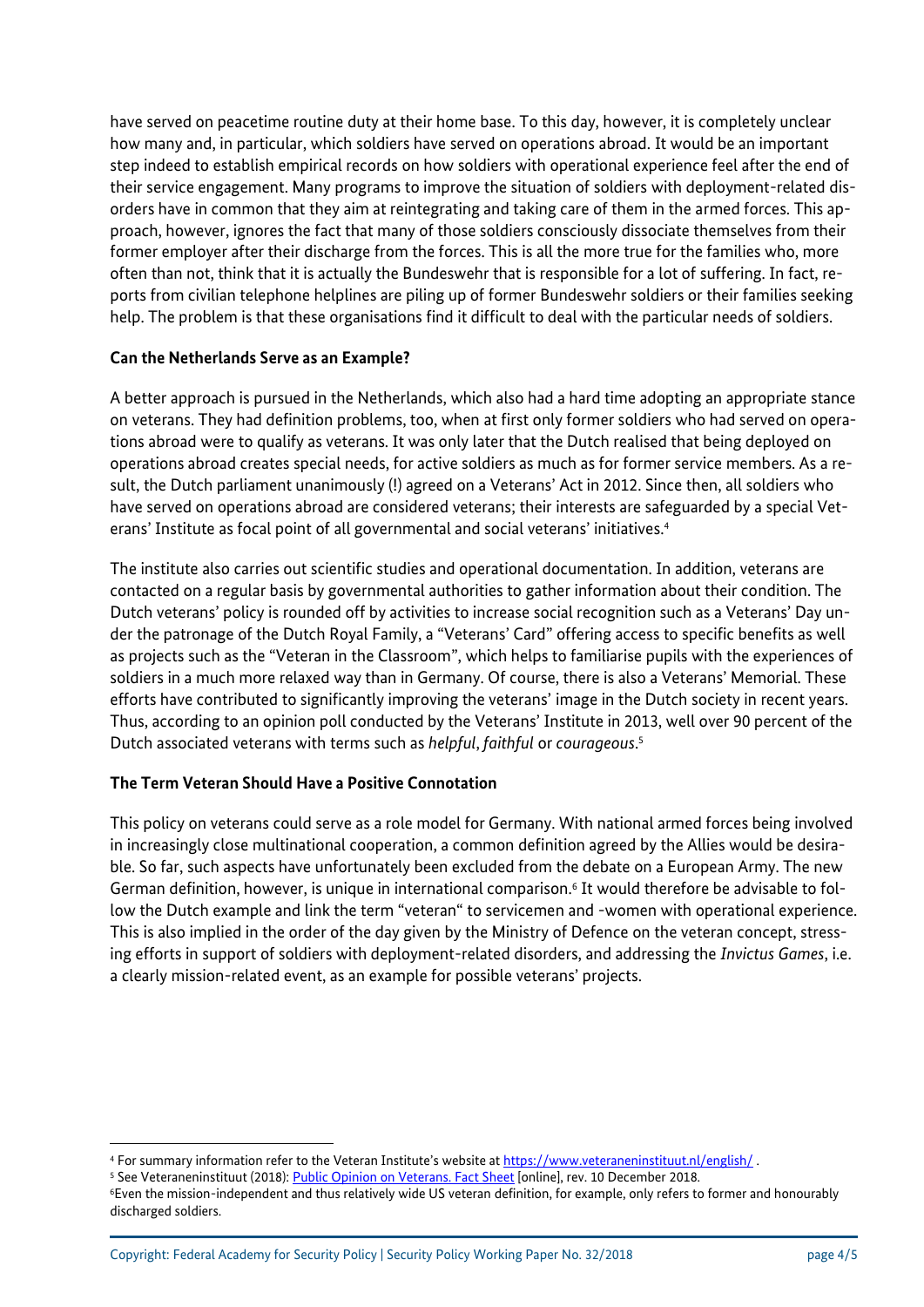have served on peacetime routine duty at their home base. To this day, however, it is completely unclear how many and, in particular, which soldiers have served on operations abroad. It would be an important step indeed to establish empirical records on how soldiers with operational experience feel after the end of their service engagement. Many programs to improve the situation of soldiers with deployment-related disorders have in common that they aim at reintegrating and taking care of them in the armed forces. This approach, however, ignores the fact that many of those soldiers consciously dissociate themselves from their former employer after their discharge from the forces. This is all the more true for the families who, more often than not, think that it is actually the Bundeswehr that is responsible for a lot of suffering. In fact, reports from civilian telephone helplines are piling up of former Bundeswehr soldiers or their families seeking help. The problem is that these organisations find it difficult to deal with the particular needs of soldiers.

## Can the Netherlands Serve as an Example?

A better approach is pursued in the Netherlands, which also had a hard time adopting an appropriate stance on veterans. They had definition problems, too, when at first only former soldiers who had served on operations abroad were to qualify as veterans. It was only later that the Dutch realised that being deployed on operations abroad creates special needs, for active soldiers as much as for former service members. As a result, the Dutch parliament unanimously (!) agreed on a Veterans' Act in 2012. Since then, all soldiers who have served on operations abroad are considered veterans; their interests are safeguarded by a special Veterans' Institute as focal point of all governmental and social veterans' initiatives.[4]

The institute also carries out scientific studies and operational documentation. In addition, veterans are contacted on a regular basis by governmental authorities to gather information about their condition. The Dutch veterans' policy is rounded off by activities to increase social recognition such as a Veterans' Day under the patronage of the Dutch Royal Family, a "Veterans' Card" offering access to specific benefits as well as projects such as the "Veteran in the Classroom", which helps to familiarise pupils with the experiences of soldiers in a much more relaxed way than in Germany. Of course, there is also a Veterans' Memorial. These efforts have contributed to significantly improving the veterans' image in the Dutch society in recent years. Thus, according to an opinion poll conducted by the Veterans' Institute in 2013, well over 90 percent of the Dutch associated veterans with terms such as *helpful*, *faithful* or *courageous*.[5]

## The Term Veteran Should Have a Positive Connotation

This policy on veterans could serve as a role model for Germany. With national armed forces being involved in increasingly close multinational cooperation, a common definition agreed by the Allies would be desirable. So far, such aspects have unfortunately been excluded from the debate on a European Army. The new German definition, however, is unique in international comparison.[6] It would therefore be advisable to follow the Dutch example and link the term "veteran" to servicemen and -women with operational experience. This is also implied in the order of the day given by the Ministry of Defence on the veteran concept, stressing efforts in support of soldiers with deployment-related disorders, and addressing the *Invictus Games*, i.e. a clearly mission-related event, as an example for possible veterans' projects.

---

[4] For summary information refer to the Veteran Institute's website at https://www.veteraneninstituut.nl/english/ .

[5] See Veteraneninstituut (2018): Public Opinion on Veterans. Fact Sheet [online], rev. 10 December 2018.

[6] Even the mission-independent and thus relatively wide US veteran definition, for example, only refers to former and honourably discharged soldiers.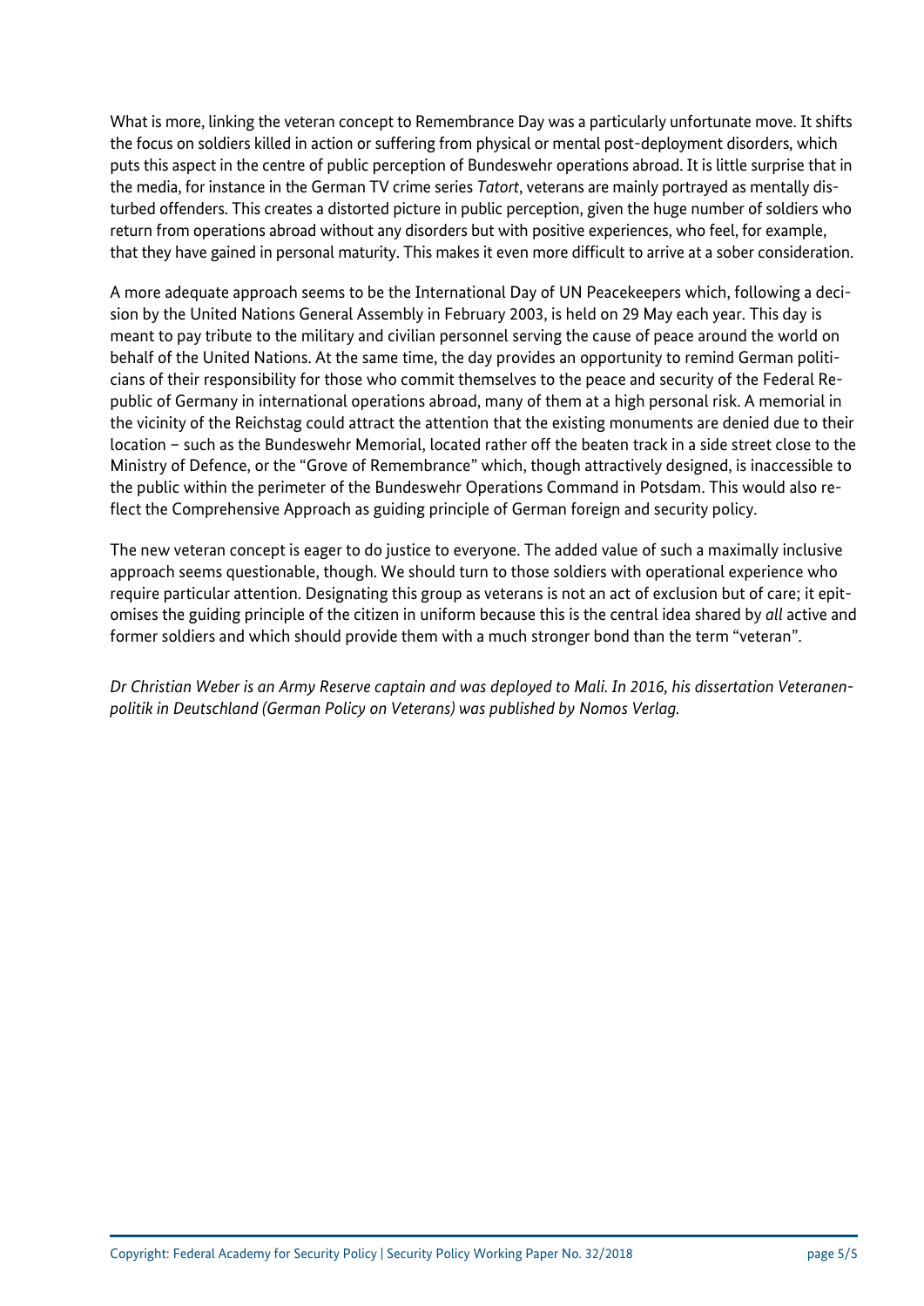What is more, linking the veteran concept to Remembrance Day was a particularly unfortunate move. It shifts the focus on soldiers killed in action or suffering from physical or mental post-deployment disorders, which puts this aspect in the centre of public perception of Bundeswehr operations abroad. It is little surprise that in the media, for instance in the German TV crime series *Tatort*, veterans are mainly portrayed as mentally disturbed offenders. This creates a distorted picture in public perception, given the huge number of soldiers who return from operations abroad without any disorders but with positive experiences, who feel, for example, that they have gained in personal maturity. This makes it even more difficult to arrive at a sober consideration.

A more adequate approach seems to be the International Day of UN Peacekeepers which, following a decision by the United Nations General Assembly in February 2003, is held on 29 May each year. This day is meant to pay tribute to the military and civilian personnel serving the cause of peace around the world on behalf of the United Nations. At the same time, the day provides an opportunity to remind German politicians of their responsibility for those who commit themselves to the peace and security of the Federal Republic of Germany in international operations abroad, many of them at a high personal risk. A memorial in the vicinity of the Reichstag could attract the attention that the existing monuments are denied due to their location – such as the Bundeswehr Memorial, located rather off the beaten track in a side street close to the Ministry of Defence, or the "Grove of Remembrance" which, though attractively designed, is inaccessible to the public within the perimeter of the Bundeswehr Operations Command in Potsdam. This would also reflect the Comprehensive Approach as guiding principle of German foreign and security policy.

The new veteran concept is eager to do justice to everyone. The added value of such a maximally inclusive approach seems questionable, though. We should turn to those soldiers with operational experience who require particular attention. Designating this group as veterans is not an act of exclusion but of care; it epitomises the guiding principle of the citizen in uniform because this is the central idea shared by *all* active and former soldiers and which should provide them with a much stronger bond than the term "veteran".

*Dr Christian Weber is an Army Reserve captain and was deployed to Mali. In 2016, his dissertation Veteranenpolitik in Deutschland (German Policy on Veterans) was published by Nomos Verlag.*